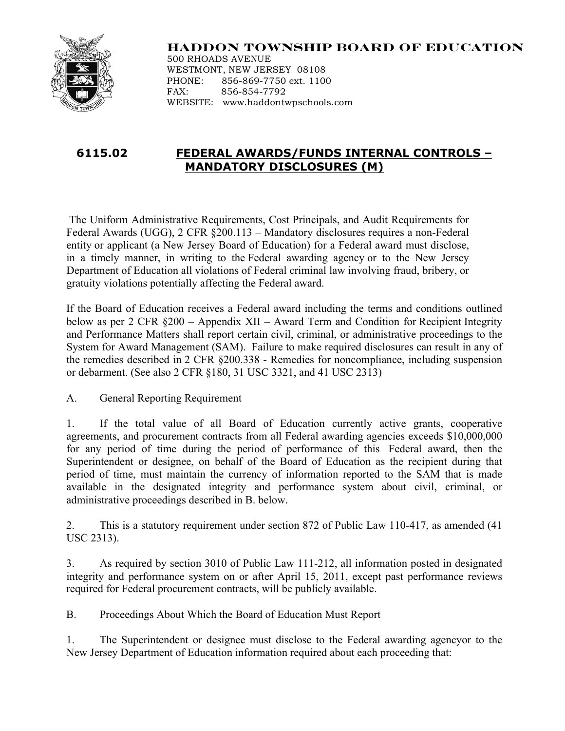# HADDON TOWNSHIP BOARD OF EDUCATION

500 RHOADS AVENUE
WESTMONT, NEW JERSEY 08108
PHONE: 856-869-7750 ext. 1100
FAX: 856-854-7792
WEBSITE: www.haddontwpschools.com

## 6115.02 FEDERAL AWARDS/FUNDS INTERNAL CONTROLS – MANDATORY DISCLOSURES (M)

The Uniform Administrative Requirements, Cost Principals, and Audit Requirements for Federal Awards (UGG), 2 CFR §200.113 – Mandatory disclosures requires a non-Federal entity or applicant (a New Jersey Board of Education) for a Federal award must disclose, in a timely manner, in writing to the Federal awarding agency or to the New Jersey Department of Education all violations of Federal criminal law involving fraud, bribery, or gratuity violations potentially affecting the Federal award.

If the Board of Education receives a Federal award including the terms and conditions outlined below as per 2 CFR §200 – Appendix XII – Award Term and Condition for Recipient Integrity and Performance Matters shall report certain civil, criminal, or administrative proceedings to the System for Award Management (SAM). Failure to make required disclosures can result in any of the remedies described in 2 CFR §200.338 - Remedies for noncompliance, including suspension or debarment. (See also 2 CFR §180, 31 USC 3321, and 41 USC 2313)

A. General Reporting Requirement

1. If the total value of all Board of Education currently active grants, cooperative agreements, and procurement contracts from all Federal awarding agencies exceeds $10,000,000 for any period of time during the period of performance of this Federal award, then the Superintendent or designee, on behalf of the Board of Education as the recipient during that period of time, must maintain the currency of information reported to the SAM that is made available in the designated integrity and performance system about civil, criminal, or administrative proceedings described in B. below.

2. This is a statutory requirement under section 872 of Public Law 110-417, as amended (41 USC 2313).

3. As required by section 3010 of Public Law 111-212, all information posted in designated integrity and performance system on or after April 15, 2011, except past performance reviews required for Federal procurement contracts, will be publicly available.

B. Proceedings About Which the Board of Education Must Report

1. The Superintendent or designee must disclose to the Federal awarding agencyor to the New Jersey Department of Education information required about each proceeding that: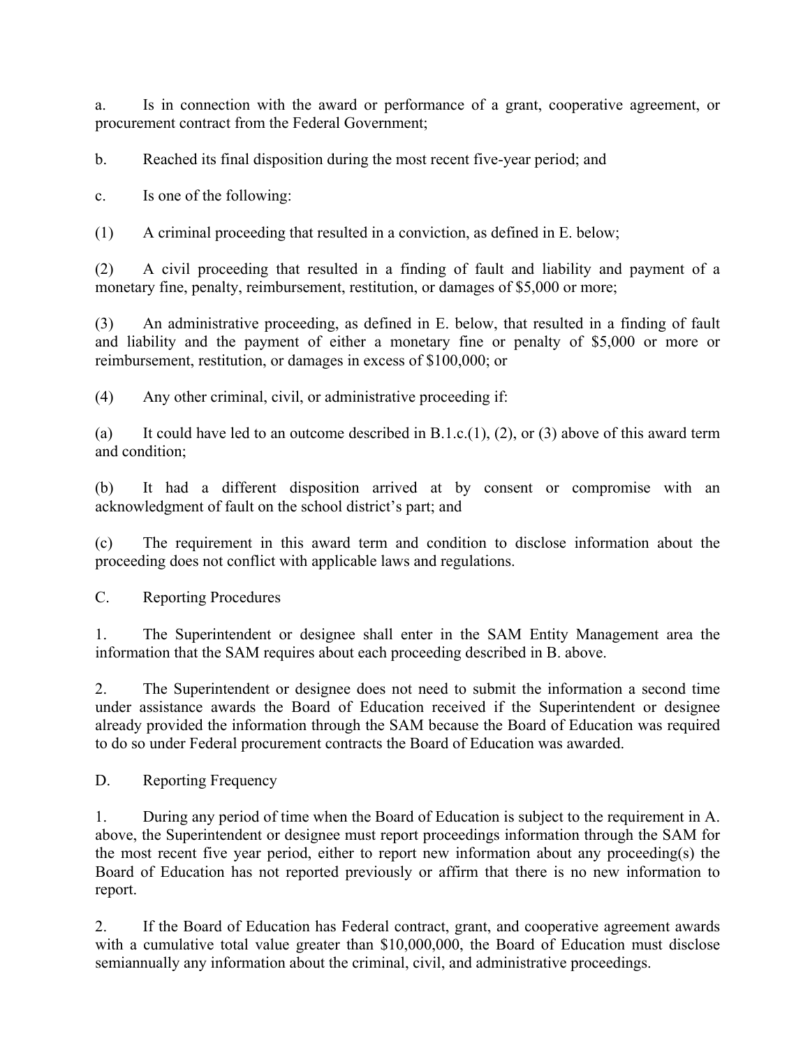a. Is in connection with the award or performance of a grant, cooperative agreement, or procurement contract from the Federal Government;

b. Reached its final disposition during the most recent five-year period; and

c. Is one of the following:

(1) A criminal proceeding that resulted in a conviction, as defined in E. below;

(2) A civil proceeding that resulted in a finding of fault and liability and payment of a monetary fine, penalty, reimbursement, restitution, or damages of $5,000 or more;

(3) An administrative proceeding, as defined in E. below, that resulted in a finding of fault and liability and the payment of either a monetary fine or penalty of $5,000 or more or reimbursement, restitution, or damages in excess of $100,000; or

(4) Any other criminal, civil, or administrative proceeding if:

(a) It could have led to an outcome described in B.1.c.(1), (2), or (3) above of this award term and condition;

(b) It had a different disposition arrived at by consent or compromise with an acknowledgment of fault on the school district's part; and

(c) The requirement in this award term and condition to disclose information about the proceeding does not conflict with applicable laws and regulations.

C. Reporting Procedures

1. The Superintendent or designee shall enter in the SAM Entity Management area the information that the SAM requires about each proceeding described in B. above.

2. The Superintendent or designee does not need to submit the information a second time under assistance awards the Board of Education received if the Superintendent or designee already provided the information through the SAM because the Board of Education was required to do so under Federal procurement contracts the Board of Education was awarded.

D. Reporting Frequency

1. During any period of time when the Board of Education is subject to the requirement in A. above, the Superintendent or designee must report proceedings information through the SAM for the most recent five year period, either to report new information about any proceeding(s) the Board of Education has not reported previously or affirm that there is no new information to report.

2. If the Board of Education has Federal contract, grant, and cooperative agreement awards with a cumulative total value greater than $10,000,000, the Board of Education must disclose semiannually any information about the criminal, civil, and administrative proceedings.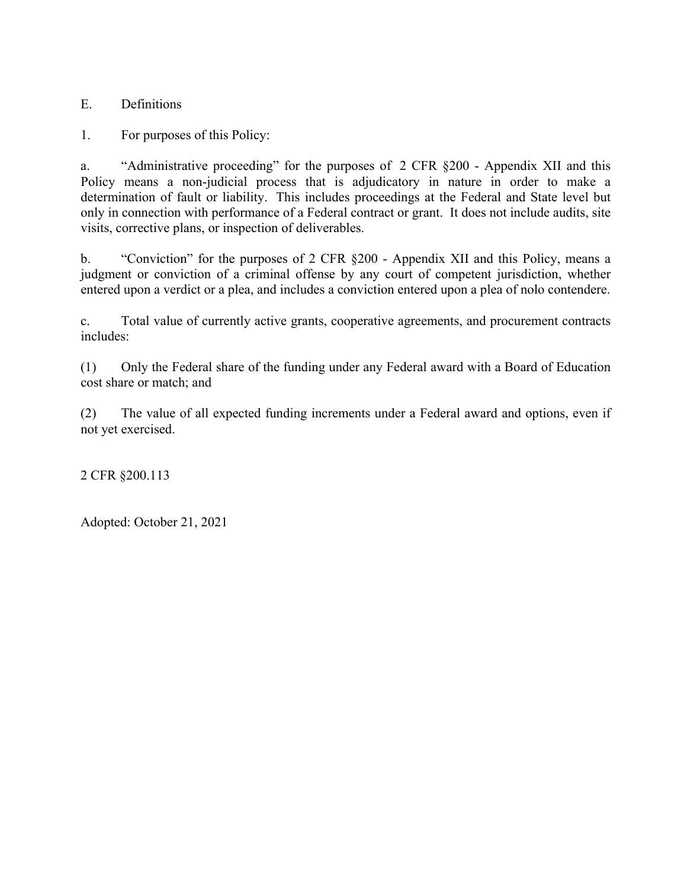E. Definitions

1. For purposes of this Policy:

a. "Administrative proceeding" for the purposes of 2 CFR §200 - Appendix XII and this Policy means a non-judicial process that is adjudicatory in nature in order to make a determination of fault or liability. This includes proceedings at the Federal and State level but only in connection with performance of a Federal contract or grant. It does not include audits, site visits, corrective plans, or inspection of deliverables.

b. "Conviction" for the purposes of 2 CFR §200 - Appendix XII and this Policy, means a judgment or conviction of a criminal offense by any court of competent jurisdiction, whether entered upon a verdict or a plea, and includes a conviction entered upon a plea of nolo contendere.

c. Total value of currently active grants, cooperative agreements, and procurement contracts includes:

(1) Only the Federal share of the funding under any Federal award with a Board of Education cost share or match; and

(2) The value of all expected funding increments under a Federal award and options, even if not yet exercised.

2 CFR §200.113

Adopted: October 21, 2021